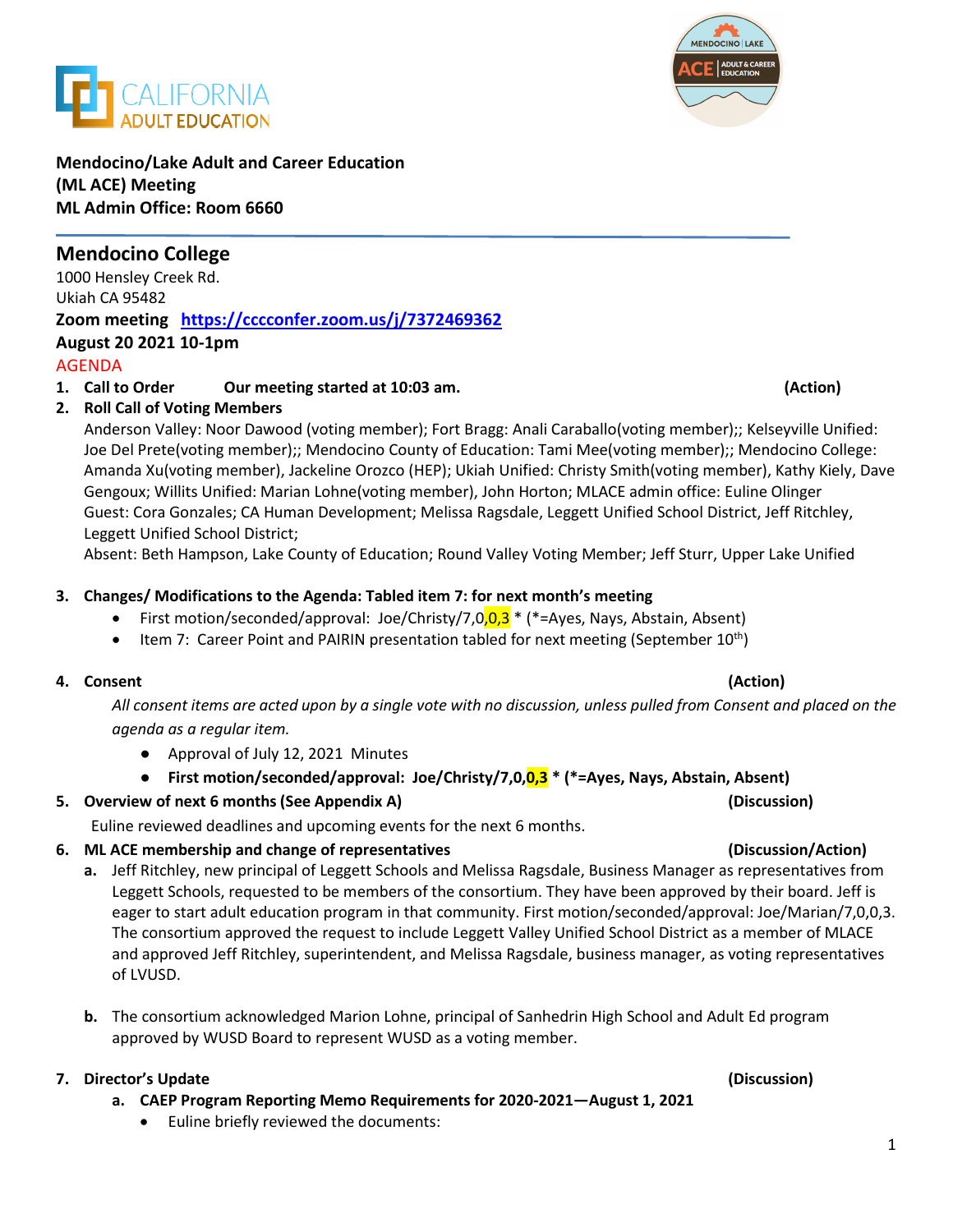**Mendocino/Lake Adult and Career Education (ML ACE) Meeting**
**ML Admin Office: Room 6660**

## Mendocino College

1000 Hensley Creek Rd.
Ukiah CA 95482
**Zoom meeting** **https://cccconfer.zoom.us/j/7372469362**
**August 20 2021 10-1pm**

AGENDA

1. **Call to Order** **Our meeting started at 10:03 am.** **(Action)**
2. **Roll Call of Voting Members**
   Anderson Valley: Noor Dawood (voting member); Fort Bragg: Anali Caraballo(voting member);; Kelseyville Unified: Joe Del Prete(voting member);; Mendocino County of Education: Tami Mee(voting member);; Mendocino College: Amanda Xu(voting member), Jackeline Orozco (HEP); Ukiah Unified: Christy Smith(voting member), Kathy Kiely, Dave Gengoux; Willits Unified: Marian Lohne(voting member), John Horton; MLACE admin office: Euline Olinger
   Guest: Cora Gonzales; CA Human Development; Melissa Ragsdale, Leggett Unified School District, Jeff Ritchley, Leggett Unified School District;
   Absent: Beth Hampson, Lake County of Education; Round Valley Voting Member; Jeff Sturr, Upper Lake Unified

3. **Changes/ Modifications to the Agenda: Tabled item 7: for next month's meeting**
   - First motion/seconded/approval: Joe/Christy/7,0,0,3 * (*=Ayes, Nays, Abstain, Absent)
   - Item 7: Career Point and PAIRIN presentation tabled for next meeting (September 10th)

4. **Consent** **(Action)**

   *All consent items are acted upon by a single vote with no discussion, unless pulled from Consent and placed on the agenda as a regular item.*

   - Approval of July 12, 2021 Minutes
   - **First motion/seconded/approval: Joe/Christy/7,0,0,3 * (*=Ayes, Nays, Abstain, Absent)**

5. **Overview of next 6 months (See Appendix A)** **(Discussion)**

   Euline reviewed deadlines and upcoming events for the next 6 months.

6. **ML ACE membership and change of representatives** **(Discussion/Action)**
   a. Jeff Ritchley, new principal of Leggett Schools and Melissa Ragsdale, Business Manager as representatives from Leggett Schools, requested to be members of the consortium. They have been approved by their board. Jeff is eager to start adult education program in that community. First motion/seconded/approval: Joe/Marian/7,0,0,3. The consortium approved the request to include Leggett Valley Unified School District as a member of MLACE and approved Jeff Ritchley, superintendent, and Melissa Ragsdale, business manager, as voting representatives of LVUSD.

   b. The consortium acknowledged Marion Lohne, principal of Sanhedrin High School and Adult Ed program approved by WUSD Board to represent WUSD as a voting member.

7. **Director's Update** **(Discussion)**
   a. **CAEP Program Reporting Memo Requirements for 2020-2021—August 1, 2021**
      - Euline briefly reviewed the documents: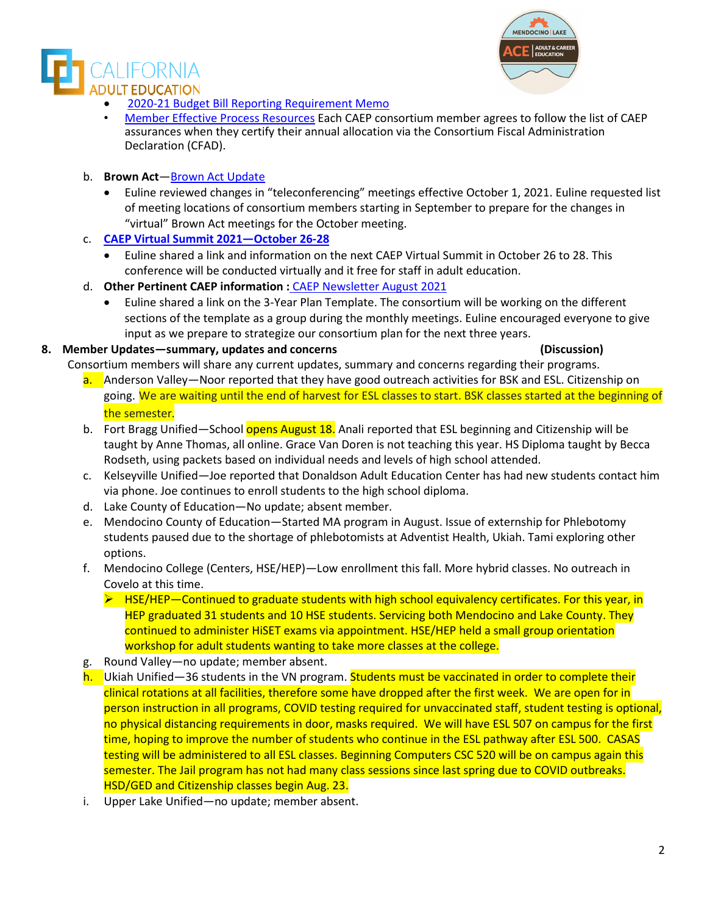- 2020-21 Budget Bill Reporting Requirement Memo
- Member Effective Process Resources Each CAEP consortium member agrees to follow the list of CAEP assurances when they certify their annual allocation via the Consortium Fiscal Administration Declaration (CFAD).

b. **Brown Act**—Brown Act Update

- Euline reviewed changes in "teleconferencing" meetings effective October 1, 2021. Euline requested list of meeting locations of consortium members starting in September to prepare for the changes in "virtual" Brown Act meetings for the October meeting.

c. **CAEP Virtual Summit 2021—October 26-28**

- Euline shared a link and information on the next CAEP Virtual Summit in October 26 to 28. This conference will be conducted virtually and it free for staff in adult education.

d. **Other Pertinent CAEP information :** CAEP Newsletter August 2021

- Euline shared a link on the 3-Year Plan Template. The consortium will be working on the different sections of the template as a group during the monthly meetings. Euline encouraged everyone to give input as we prepare to strategize our consortium plan for the next three years.

**8. Member Updates—summary, updates and concerns (Discussion)**

Consortium members will share any current updates, summary and concerns regarding their programs.

a. Anderson Valley—Noor reported that they have good outreach activities for BSK and ESL. Citizenship on going. We are waiting until the end of harvest for ESL classes to start. BSK classes started at the beginning of the semester.

b. Fort Bragg Unified—School opens August 18. Anali reported that ESL beginning and Citizenship will be taught by Anne Thomas, all online. Grace Van Doren is not teaching this year. HS Diploma taught by Becca Rodseth, using packets based on individual needs and levels of high school attended.

c. Kelseyville Unified—Joe reported that Donaldson Adult Education Center has had new students contact him via phone. Joe continues to enroll students to the high school diploma.

d. Lake County of Education—No update; absent member.

e. Mendocino County of Education—Started MA program in August. Issue of externship for Phlebotomy students paused due to the shortage of phlebotomists at Adventist Health, Ukiah. Tami exploring other options.

f. Mendocino College (Centers, HSE/HEP)—Low enrollment this fall. More hybrid classes. No outreach in Covelo at this time.

   - HSE/HEP—Continued to graduate students with high school equivalency certificates. For this year, in HEP graduated 31 students and 10 HSE students. Servicing both Mendocino and Lake County. They continued to administer HiSET exams via appointment. HSE/HEP held a small group orientation workshop for adult students wanting to take more classes at the college.

g. Round Valley—no update; member absent.

h. Ukiah Unified—36 students in the VN program. Students must be vaccinated in order to complete their clinical rotations at all facilities, therefore some have dropped after the first week. We are open for in person instruction in all programs, COVID testing required for unvaccinated staff, student testing is optional, no physical distancing requirements in door, masks required. We will have ESL 507 on campus for the first time, hoping to improve the number of students who continue in the ESL pathway after ESL 500. CASAS testing will be administered to all ESL classes. Beginning Computers CSC 520 will be on campus again this semester. The Jail program has not had many class sessions since last spring due to COVID outbreaks. HSD/GED and Citizenship classes begin Aug. 23.

i. Upper Lake Unified—no update; member absent.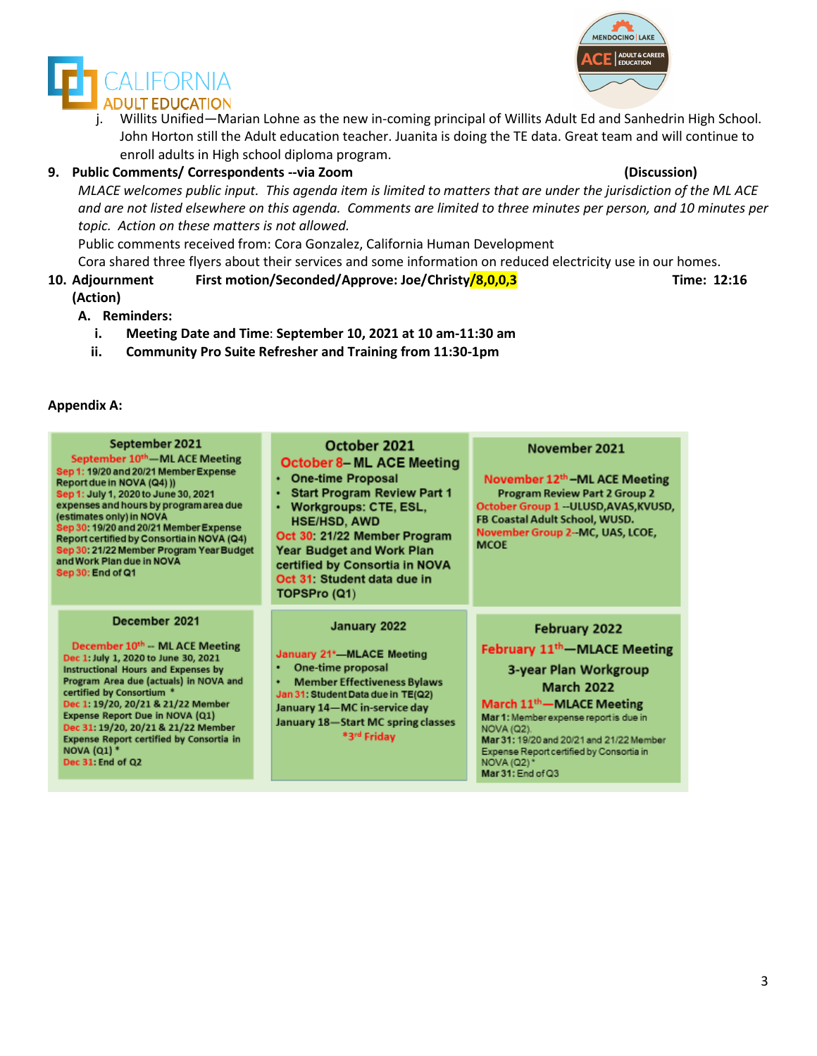j. Willits Unified—Marian Lohne as the new in-coming principal of Willits Adult Ed and Sanhedrin High School. John Horton still the Adult education teacher. Juanita is doing the TE data. Great team and will continue to enroll adults in High school diploma program.

**9. Public Comments/ Correspondents --via Zoom** **(Discussion)**

*MLACE welcomes public input. This agenda item is limited to matters that are under the jurisdiction of the ML ACE and are not listed elsewhere on this agenda. Comments are limited to three minutes per person, and 10 minutes per topic. Action on these matters is not allowed.*

Public comments received from: Cora Gonzalez, California Human Development

Cora shared three flyers about their services and some information on reduced electricity use in our homes.

**10. Adjournment** **First motion/Seconded/Approve: Joe/Christy/8,0,0,3** **Time: 12:16**

**(Action)**

**A. Reminders:**

**i. Meeting Date and Time: September 10, 2021 at 10 am-11:30 am**

**ii. Community Pro Suite Refresher and Training from 11:30-1pm**

**Appendix A:**

| September 2021 | October 2021 | November 2021 |
|---|---|---|
| September 10th—ML ACE Meeting<br>Sep 1: 19/20 and 20/21 Member Expense Report due in NOVA (Q4) ))<br>Sep 1: July 1, 2020 to June 30, 2021 expenses and hours by program area due (estimates only) in NOVA<br>Sep 30: 19/20 and 20/21 Member Expense Report certified by Consortia in NOVA (Q4)<br>Sep 30: 21/22 Member Program Year Budget and Work Plan due in NOVA<br>Sep 30: End of Q1 | October 8– ML ACE Meeting<br>• One-time Proposal<br>• Start Program Review Part 1<br>• Workgroups: CTE, ESL, HSE/HSD, AWD<br>Oct 30: 21/22 Member Program Year Budget and Work Plan certified by Consortia in NOVA<br>Oct 31: Student data due in TOPSPro (Q1) | November 12th–ML ACE Meeting<br>Program Review Part 2 Group 2<br>October Group 1 --ULUSD,AVAS,KVUSD, FB Coastal Adult School, WUSD.<br>November Group 2--MC, UAS, LCOE, MCOE |

| December 2021 | January 2022 | February 2022 |
|---|---|---|
| December 10th -- ML ACE Meeting<br>Dec 1: July 1, 2020 to June 30, 2021 Instructional Hours and Expenses by Program Area due (actuals) in NOVA and certified by Consortium *<br>Dec 1: 19/20, 20/21 & 21/22 Member Expense Report Due in NOVA (Q1)<br>Dec 31: 19/20, 20/21 & 21/22 Member Expense Report certified by Consortia in NOVA (Q1) *<br>Dec 31: End of Q2 | January 21*—MLACE Meeting<br>• One-time proposal<br>• Member Effectiveness Bylaws<br>Jan 31: Student Data due in TE(Q2)<br>January 14—MC in-service day<br>January 18—Start MC spring classes<br>*3rd Friday | February 11th—MLACE Meeting<br>3-year Plan Workgroup<br>March 2022<br>March 11th—MLACE Meeting<br>Mar 1: Member expense report is due in NOVA (Q2).<br>Mar 31: 19/20 and 20/21 and 21/22 Member Expense Report certified by Consortia in NOVA (Q2) *<br>Mar 31: End of Q3 |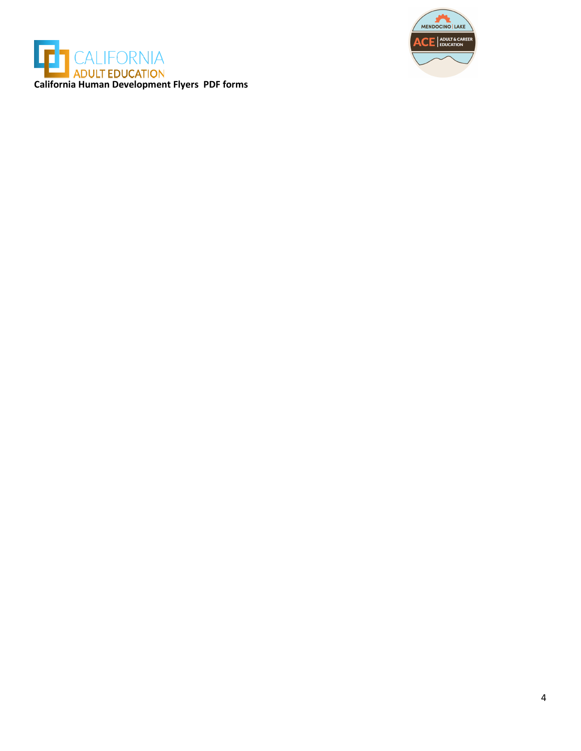CALIFORNIA ADULT EDUCATION

MENDOCINO | LAKE ACE | ADULT & CAREER EDUCATION

**California Human Development Flyers PDF forms**